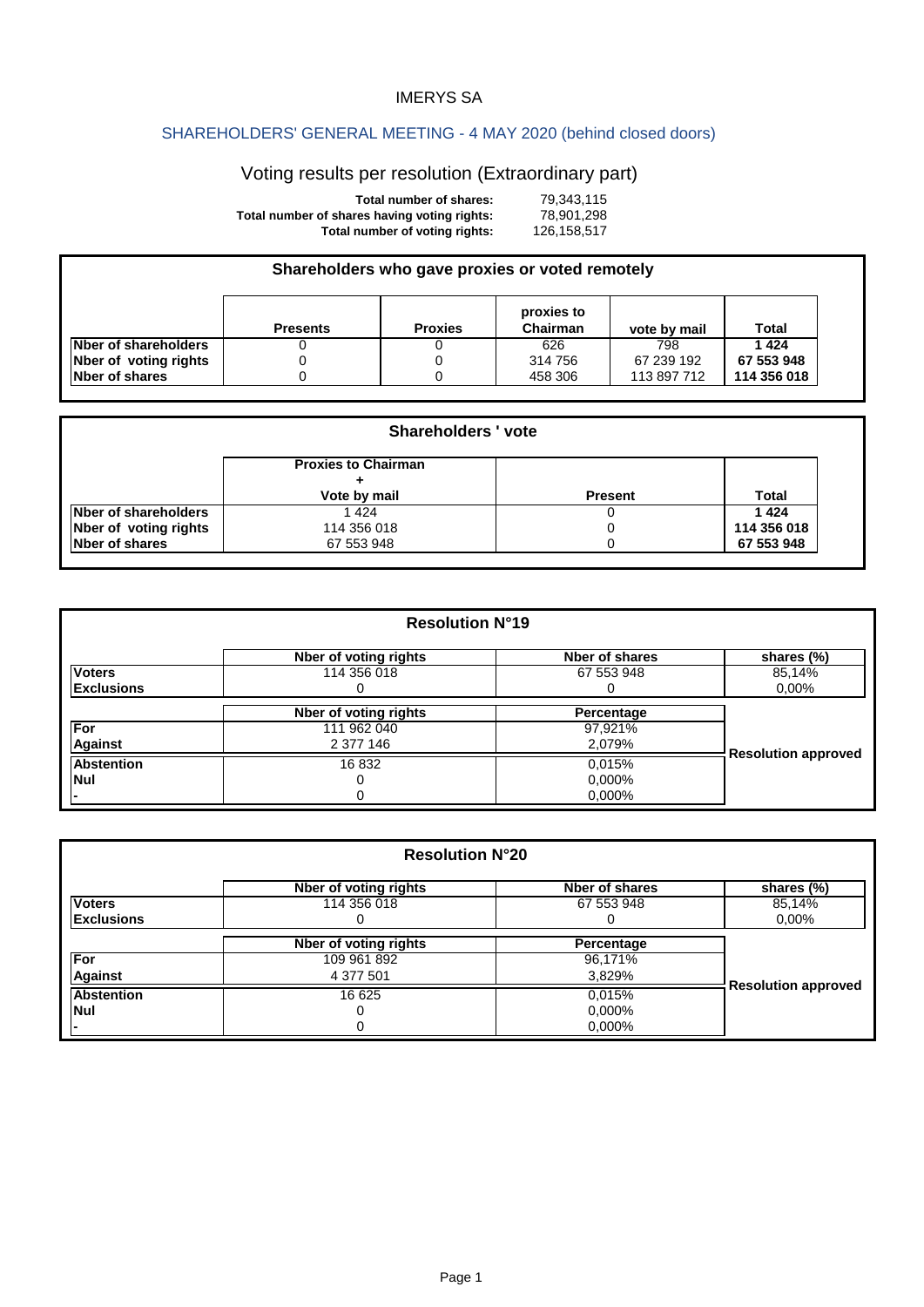IMERYS SA

## SHAREHOLDERS' GENERAL MEETING - 4 MAY 2020 (behind closed doors)

# Voting results per resolution (Extraordinary part)

| | |
|---|---|
| **Total number of shares:** | 79,343,115 |
| **Total number of shares having voting rights:** | 78,901,298 |
| **Total number of voting rights:** | 126,158,517 |

### Shareholders who gave proxies or voted remotely

| | Presents | Proxies | proxies to Chairman | vote by mail | Total |
|---|---|---|---|---|---|
| **Nber of shareholders** | 0 | 0 | 626 | 798 | **1 424** |
| **Nber of voting rights** | 0 | 0 | 314 756 | 67 239 192 | **67 553 948** |
| **Nber of shares** | 0 | 0 | 458 306 | 113 897 712 | **114 356 018** |

### Shareholders ' vote

| | Proxies to Chairman + Vote by mail | Present | Total |
|---|---|---|---|
| **Nber of shareholders** | 1 424 | 0 | **1 424** |
| **Nber of voting rights** | 114 356 018 | 0 | **114 356 018** |
| **Nber of shares** | 67 553 948 | 0 | **67 553 948** |

### Resolution N°19

| | Nber of voting rights | Nber of shares | shares (%) |
|---|---|---|---|
| **Voters** | 114 356 018 | 67 553 948 | 85,14% |
| **Exclusions** | 0 | 0 | 0,00% |

| | Nber of voting rights | Percentage | |
|---|---|---|---|
| **For** | 111 962 040 | 97,921% | **Resolution approved** |
| **Against** | 2 377 146 | 2,079% | |
| **Abstention** | 16 832 | 0,015% | |
| **Nul** | 0 | 0,000% | |
| **-** | 0 | 0,000% | |

### Resolution N°20

| | Nber of voting rights | Nber of shares | shares (%) |
|---|---|---|---|
| **Voters** | 114 356 018 | 67 553 948 | 85,14% |
| **Exclusions** | 0 | 0 | 0,00% |

| | Nber of voting rights | Percentage | |
|---|---|---|---|
| **For** | 109 961 892 | 96,171% | **Resolution approved** |
| **Against** | 4 377 501 | 3,829% | |
| **Abstention** | 16 625 | 0,015% | |
| **Nul** | 0 | 0,000% | |
| **-** | 0 | 0,000% | |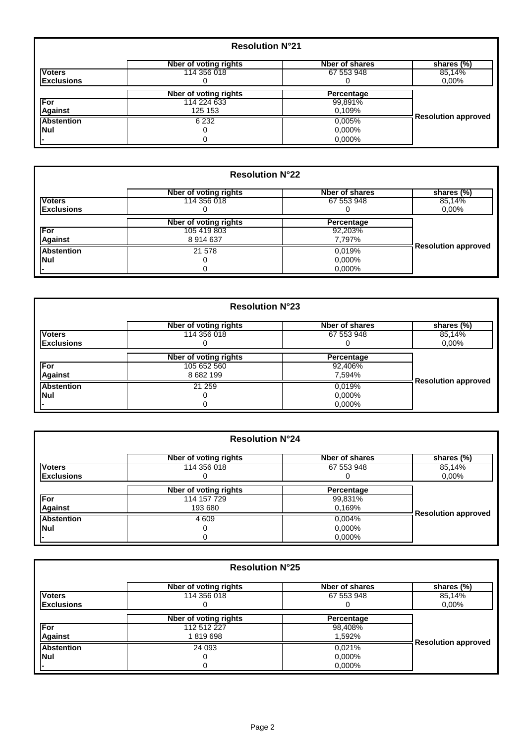## Resolution N°21

| | Nber of voting rights | Nber of shares | shares (%) |
|---|---|---|---|
| **Voters** | 114 356 018 | 67 553 948 | 85,14% |
| **Exclusions** | 0 | 0 | 0,00% |

| | Nber of voting rights | Percentage | |
|---|---|---|---|
| **For** | 114 224 633 | 99,891% | **Resolution approved** |
| **Against** | 125 153 | 0,109% | |
| **Abstention** | 6 232 | 0,005% | |
| **Nul** | 0 | 0,000% | |
| **-** | 0 | 0,000% | |

## Resolution N°22

| | Nber of voting rights | Nber of shares | shares (%) |
|---|---|---|---|
| **Voters** | 114 356 018 | 67 553 948 | 85,14% |
| **Exclusions** | 0 | 0 | 0,00% |

| | Nber of voting rights | Percentage | |
|---|---|---|---|
| **For** | 105 419 803 | 92,203% | **Resolution approved** |
| **Against** | 8 914 637 | 7,797% | |
| **Abstention** | 21 578 | 0,019% | |
| **Nul** | 0 | 0,000% | |
| **-** | 0 | 0,000% | |

## Resolution N°23

| | Nber of voting rights | Nber of shares | shares (%) |
|---|---|---|---|
| **Voters** | 114 356 018 | 67 553 948 | 85,14% |
| **Exclusions** | 0 | 0 | 0,00% |

| | Nber of voting rights | Percentage | |
|---|---|---|---|
| **For** | 105 652 560 | 92,406% | **Resolution approved** |
| **Against** | 8 682 199 | 7,594% | |
| **Abstention** | 21 259 | 0,019% | |
| **Nul** | 0 | 0,000% | |
| **-** | 0 | 0,000% | |

## Resolution N°24

| | Nber of voting rights | Nber of shares | shares (%) |
|---|---|---|---|
| **Voters** | 114 356 018 | 67 553 948 | 85,14% |
| **Exclusions** | 0 | 0 | 0,00% |

| | Nber of voting rights | Percentage | |
|---|---|---|---|
| **For** | 114 157 729 | 99,831% | **Resolution approved** |
| **Against** | 193 680 | 0,169% | |
| **Abstention** | 4 609 | 0,004% | |
| **Nul** | 0 | 0,000% | |
| **-** | 0 | 0,000% | |

## Resolution N°25

| | Nber of voting rights | Nber of shares | shares (%) |
|---|---|---|---|
| **Voters** | 114 356 018 | 67 553 948 | 85,14% |
| **Exclusions** | 0 | 0 | 0,00% |

| | Nber of voting rights | Percentage | |
|---|---|---|---|
| **For** | 112 512 227 | 98,408% | **Resolution approved** |
| **Against** | 1 819 698 | 1,592% | |
| **Abstention** | 24 093 | 0,021% | |
| **Nul** | 0 | 0,000% | |
| **-** | 0 | 0,000% | |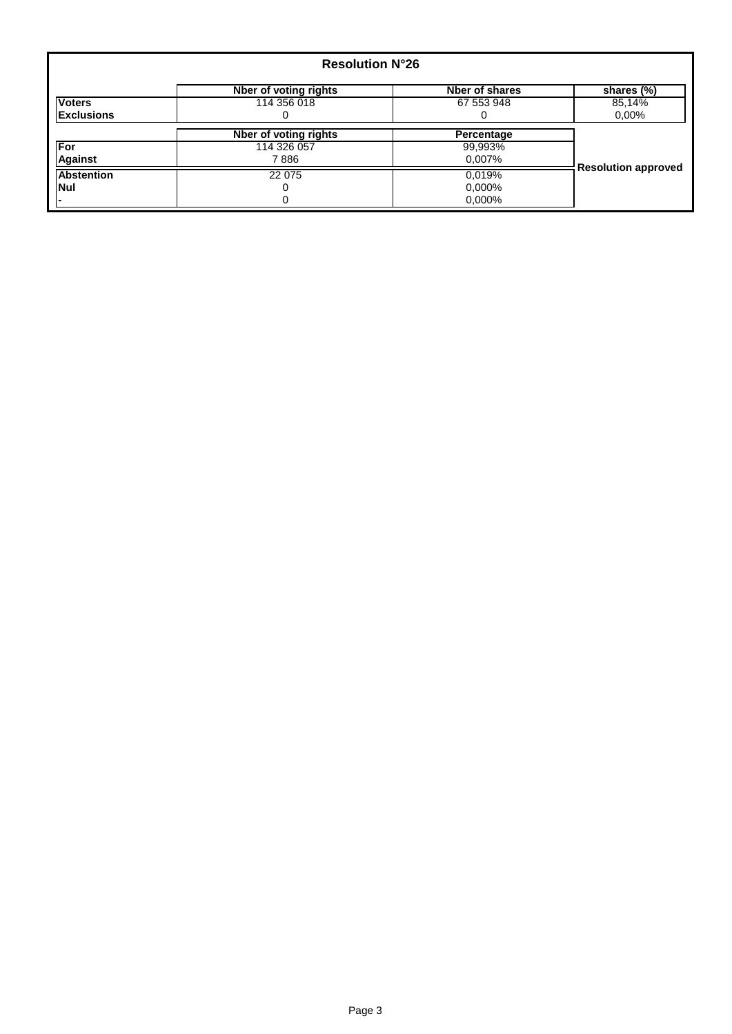## Resolution N°26

| | Nber of voting rights | Nber of shares | shares (%) |
|---|---|---|---|
| **Voters** | 114 356 018 | 67 553 948 | 85,14% |
| **Exclusions** | 0 | 0 | 0,00% |

| | Nber of voting rights | Percentage | |
|---|---|---|---|
| **For** | 114 326 057 | 99,993% | **Resolution approved** |
| **Against** | 7 886 | 0,007% | |
| **Abstention** | 22 075 | 0,019% | |
| **Nul** | 0 | 0,000% | |
| **-** | 0 | 0,000% | |